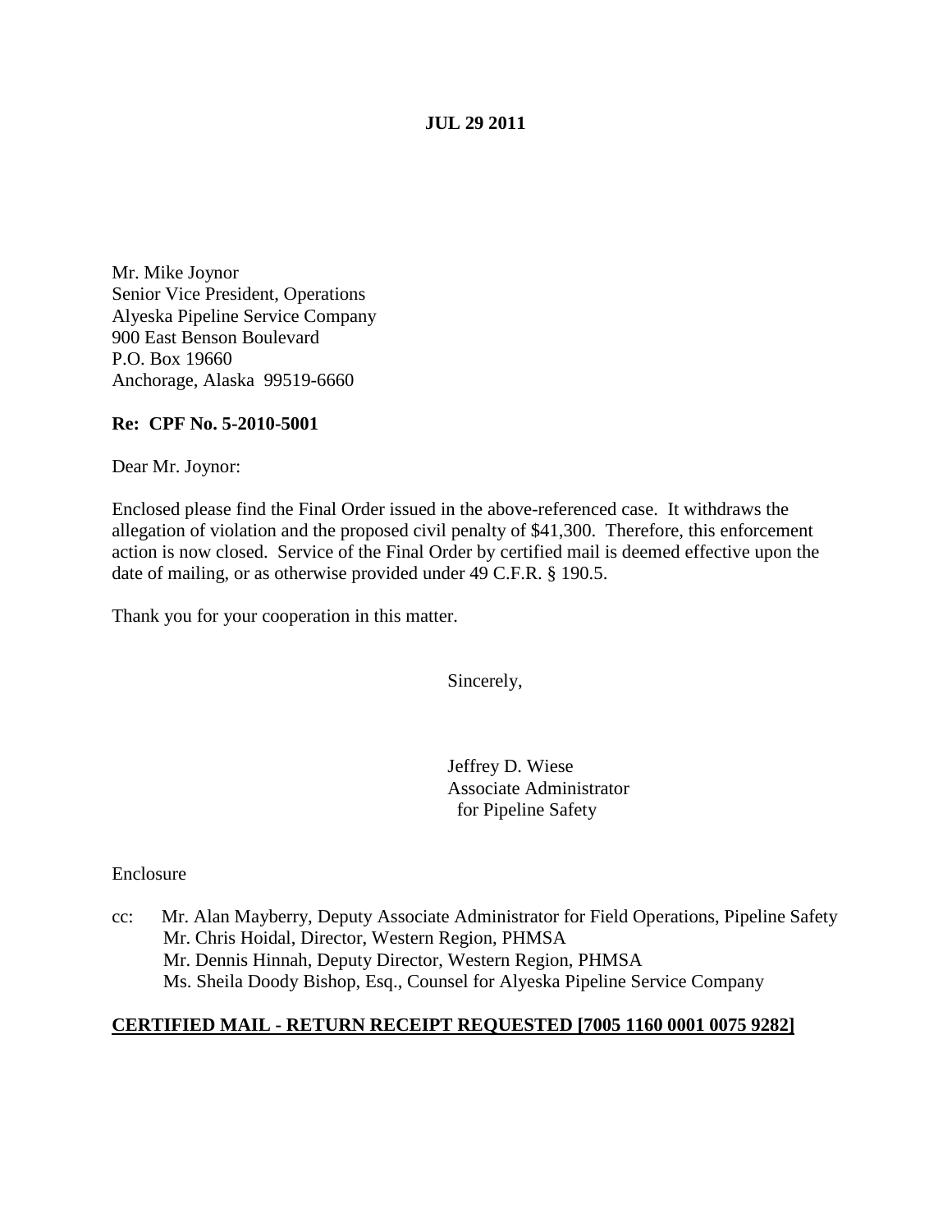**JUL 29 2011**

Mr. Mike Joynor
Senior Vice President, Operations
Alyeska Pipeline Service Company
900 East Benson Boulevard
P.O. Box 19660
Anchorage, Alaska 99519-6660

**Re: CPF No. 5-2010-5001**

Dear Mr. Joynor:

Enclosed please find the Final Order issued in the above-referenced case. It withdraws the allegation of violation and the proposed civil penalty of $41,300. Therefore, this enforcement action is now closed. Service of the Final Order by certified mail is deemed effective upon the date of mailing, or as otherwise provided under 49 C.F.R. § 190.5.

Thank you for your cooperation in this matter.

Sincerely,

Jeffrey D. Wiese
Associate Administrator
for Pipeline Safety

Enclosure

cc: Mr. Alan Mayberry, Deputy Associate Administrator for Field Operations, Pipeline Safety
Mr. Chris Hoidal, Director, Western Region, PHMSA
Mr. Dennis Hinnah, Deputy Director, Western Region, PHMSA
Ms. Sheila Doody Bishop, Esq., Counsel for Alyeska Pipeline Service Company

**CERTIFIED MAIL - RETURN RECEIPT REQUESTED [7005 1160 0001 0075 9282]**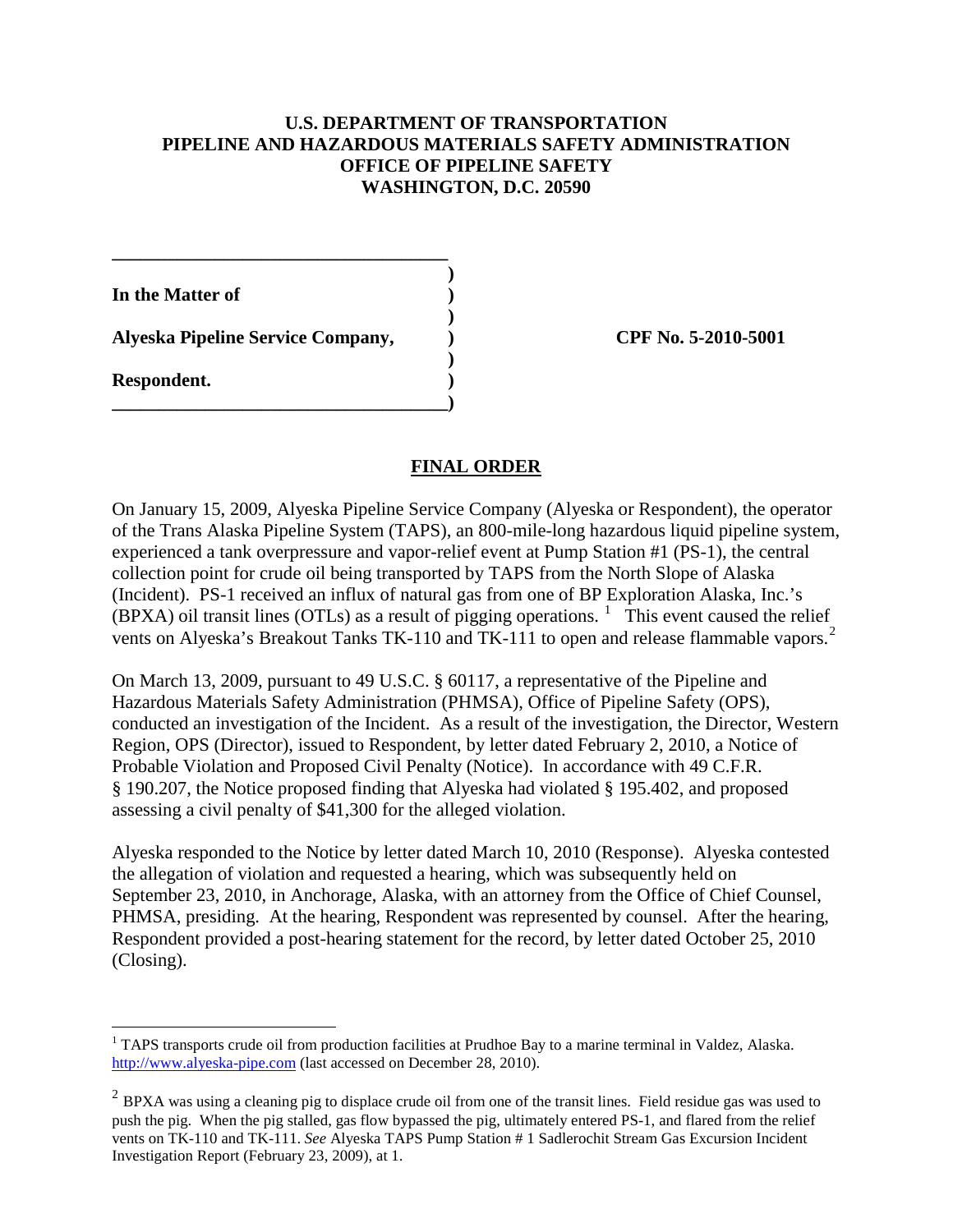**U.S. DEPARTMENT OF TRANSPORTATION**
**PIPELINE AND HAZARDOUS MATERIALS SAFETY ADMINISTRATION**
**OFFICE OF PIPELINE SAFETY**
**WASHINGTON, D.C. 20590**

**In the Matter of**

**Alyeska Pipeline Service Company,**

**Respondent.**

**CPF No. 5-2010-5001**

## FINAL ORDER

On January 15, 2009, Alyeska Pipeline Service Company (Alyeska or Respondent), the operator of the Trans Alaska Pipeline System (TAPS), an 800-mile-long hazardous liquid pipeline system, experienced a tank overpressure and vapor-relief event at Pump Station #1 (PS-1), the central collection point for crude oil being transported by TAPS from the North Slope of Alaska (Incident). PS-1 received an influx of natural gas from one of BP Exploration Alaska, Inc.'s (BPXA) oil transit lines (OTLs) as a result of pigging operations. [1] This event caused the relief vents on Alyeska's Breakout Tanks TK-110 and TK-111 to open and release flammable vapors. [2]

On March 13, 2009, pursuant to 49 U.S.C. § 60117, a representative of the Pipeline and Hazardous Materials Safety Administration (PHMSA), Office of Pipeline Safety (OPS), conducted an investigation of the Incident. As a result of the investigation, the Director, Western Region, OPS (Director), issued to Respondent, by letter dated February 2, 2010, a Notice of Probable Violation and Proposed Civil Penalty (Notice). In accordance with 49 C.F.R. § 190.207, the Notice proposed finding that Alyeska had violated § 195.402, and proposed assessing a civil penalty of $41,300 for the alleged violation.

Alyeska responded to the Notice by letter dated March 10, 2010 (Response). Alyeska contested the allegation of violation and requested a hearing, which was subsequently held on September 23, 2010, in Anchorage, Alaska, with an attorney from the Office of Chief Counsel, PHMSA, presiding. At the hearing, Respondent was represented by counsel. After the hearing, Respondent provided a post-hearing statement for the record, by letter dated October 25, 2010 (Closing).

---

[1] TAPS transports crude oil from production facilities at Prudhoe Bay to a marine terminal in Valdez, Alaska. http://www.alyeska-pipe.com (last accessed on December 28, 2010).

[2] BPXA was using a cleaning pig to displace crude oil from one of the transit lines. Field residue gas was used to push the pig. When the pig stalled, gas flow bypassed the pig, ultimately entered PS-1, and flared from the relief vents on TK-110 and TK-111. *See* Alyeska TAPS Pump Station # 1 Sadlerochit Stream Gas Excursion Incident Investigation Report (February 23, 2009), at 1.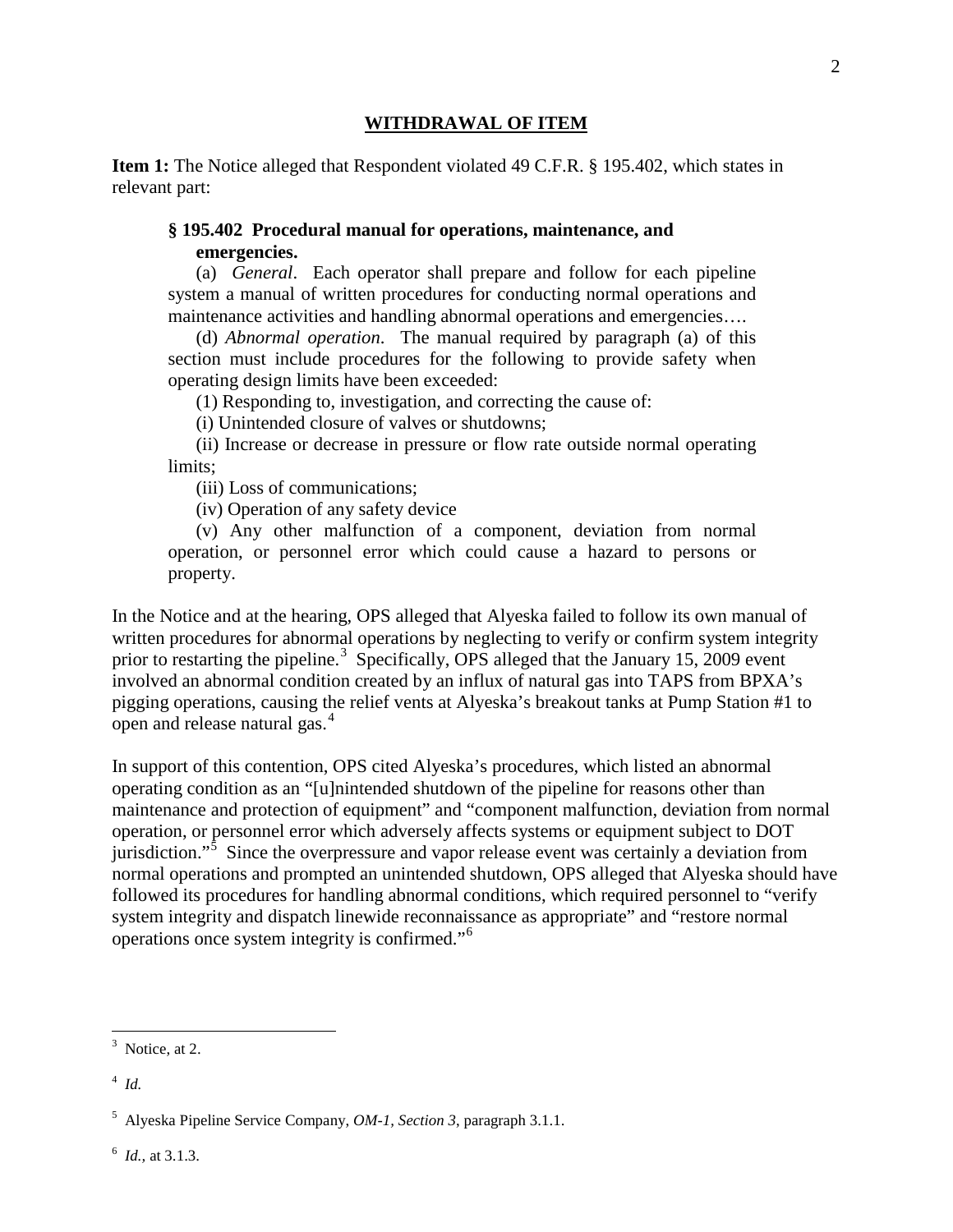## WITHDRAWAL OF ITEM

**Item 1:** The Notice alleged that Respondent violated 49 C.F.R. § 195.402, which states in relevant part:

> **§ 195.402 Procedural manual for operations, maintenance, and emergencies.**
>
> (a) *General*. Each operator shall prepare and follow for each pipeline system a manual of written procedures for conducting normal operations and maintenance activities and handling abnormal operations and emergencies….
>
> (d) *Abnormal operation*. The manual required by paragraph (a) of this section must include procedures for the following to provide safety when operating design limits have been exceeded:
>
> (1) Responding to, investigation, and correcting the cause of:
>
> (i) Unintended closure of valves or shutdowns;
>
> (ii) Increase or decrease in pressure or flow rate outside normal operating limits;
>
> (iii) Loss of communications;
>
> (iv) Operation of any safety device
>
> (v) Any other malfunction of a component, deviation from normal operation, or personnel error which could cause a hazard to persons or property.

In the Notice and at the hearing, OPS alleged that Alyeska failed to follow its own manual of written procedures for abnormal operations by neglecting to verify or confirm system integrity prior to restarting the pipeline.[3] Specifically, OPS alleged that the January 15, 2009 event involved an abnormal condition created by an influx of natural gas into TAPS from BPXA's pigging operations, causing the relief vents at Alyeska's breakout tanks at Pump Station #1 to open and release natural gas.[4]

In support of this contention, OPS cited Alyeska's procedures, which listed an abnormal operating condition as an "[u]nintended shutdown of the pipeline for reasons other than maintenance and protection of equipment" and "component malfunction, deviation from normal operation, or personnel error which adversely affects systems or equipment subject to DOT jurisdiction."[5] Since the overpressure and vapor release event was certainly a deviation from normal operations and prompted an unintended shutdown, OPS alleged that Alyeska should have followed its procedures for handling abnormal conditions, which required personnel to "verify system integrity and dispatch linewide reconnaissance as appropriate" and "restore normal operations once system integrity is confirmed."[6]

---

[3] Notice, at 2.

[4] *Id.*

[5] Alyeska Pipeline Service Company, *OM-1, Section 3*, paragraph 3.1.1.

[6] *Id.*, at 3.1.3.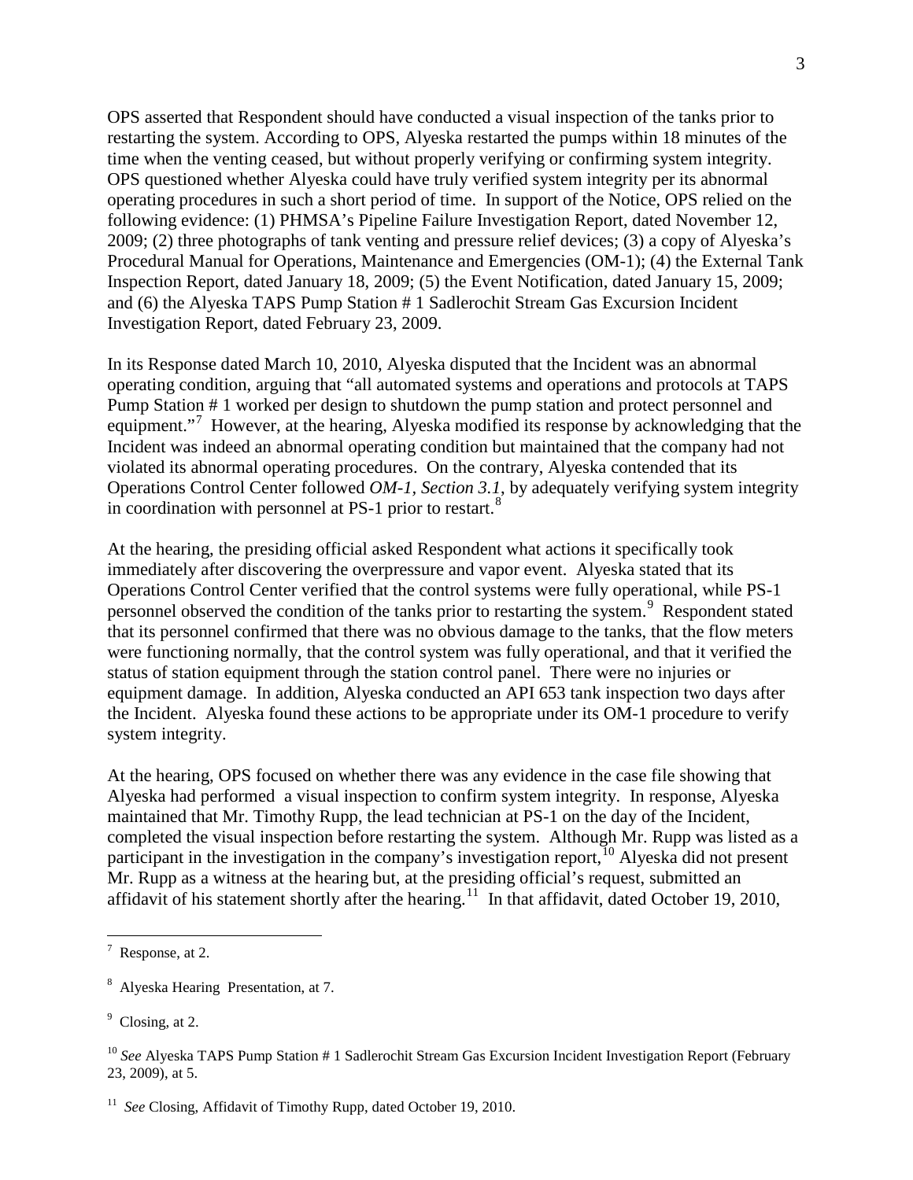OPS asserted that Respondent should have conducted a visual inspection of the tanks prior to restarting the system. According to OPS, Alyeska restarted the pumps within 18 minutes of the time when the venting ceased, but without properly verifying or confirming system integrity. OPS questioned whether Alyeska could have truly verified system integrity per its abnormal operating procedures in such a short period of time. In support of the Notice, OPS relied on the following evidence: (1) PHMSA's Pipeline Failure Investigation Report, dated November 12, 2009; (2) three photographs of tank venting and pressure relief devices; (3) a copy of Alyeska's Procedural Manual for Operations, Maintenance and Emergencies (OM-1); (4) the External Tank Inspection Report, dated January 18, 2009; (5) the Event Notification, dated January 15, 2009; and (6) the Alyeska TAPS Pump Station # 1 Sadlerochit Stream Gas Excursion Incident Investigation Report, dated February 23, 2009.

In its Response dated March 10, 2010, Alyeska disputed that the Incident was an abnormal operating condition, arguing that "all automated systems and operations and protocols at TAPS Pump Station # 1 worked per design to shutdown the pump station and protect personnel and equipment."[7] However, at the hearing, Alyeska modified its response by acknowledging that the Incident was indeed an abnormal operating condition but maintained that the company had not violated its abnormal operating procedures. On the contrary, Alyeska contended that its Operations Control Center followed *OM-1, Section 3.1*, by adequately verifying system integrity in coordination with personnel at PS-1 prior to restart.[8]

At the hearing, the presiding official asked Respondent what actions it specifically took immediately after discovering the overpressure and vapor event. Alyeska stated that its Operations Control Center verified that the control systems were fully operational, while PS-1 personnel observed the condition of the tanks prior to restarting the system.[9] Respondent stated that its personnel confirmed that there was no obvious damage to the tanks, that the flow meters were functioning normally, that the control system was fully operational, and that it verified the status of station equipment through the station control panel. There were no injuries or equipment damage. In addition, Alyeska conducted an API 653 tank inspection two days after the Incident. Alyeska found these actions to be appropriate under its OM-1 procedure to verify system integrity.

At the hearing, OPS focused on whether there was any evidence in the case file showing that Alyeska had performed a visual inspection to confirm system integrity. In response, Alyeska maintained that Mr. Timothy Rupp, the lead technician at PS-1 on the day of the Incident, completed the visual inspection before restarting the system. Although Mr. Rupp was listed as a participant in the investigation in the company's investigation report,[10] Alyeska did not present Mr. Rupp as a witness at the hearing but, at the presiding official's request, submitted an affidavit of his statement shortly after the hearing.[11] In that affidavit, dated October 19, 2010,

---

[7] Response, at 2.

[8] Alyeska Hearing Presentation, at 7.

[9] Closing, at 2.

[10] *See* Alyeska TAPS Pump Station # 1 Sadlerochit Stream Gas Excursion Incident Investigation Report (February 23, 2009), at 5.

[11] *See* Closing, Affidavit of Timothy Rupp, dated October 19, 2010.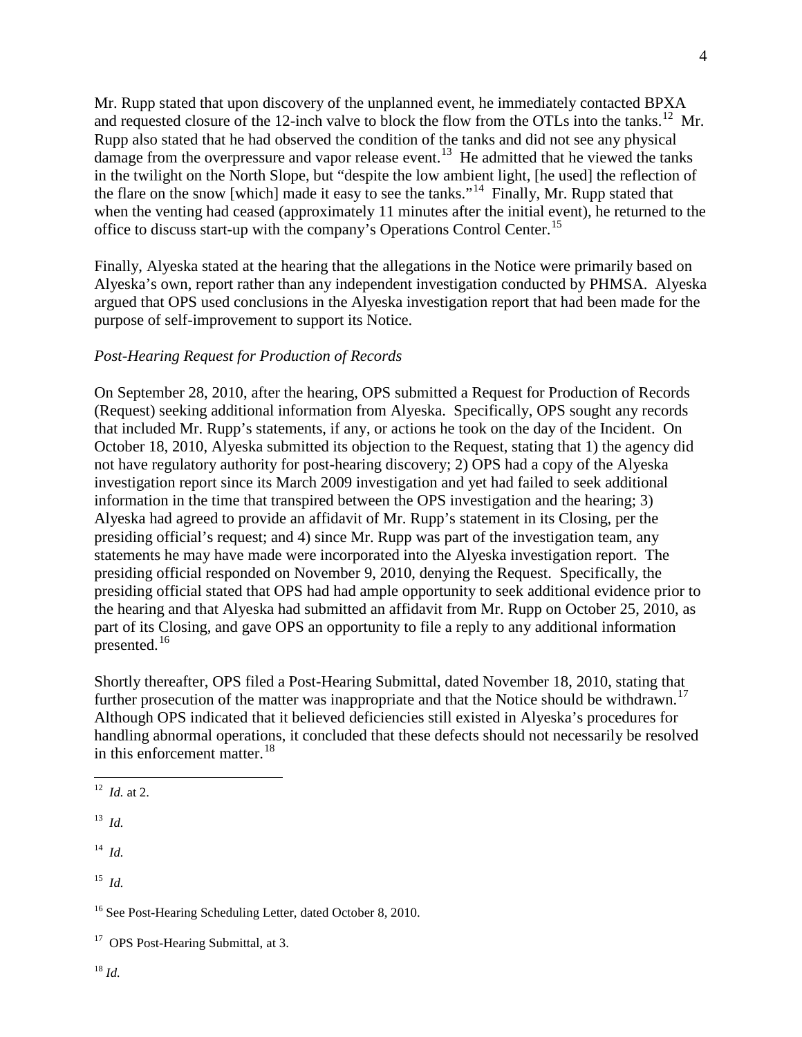Mr. Rupp stated that upon discovery of the unplanned event, he immediately contacted BPXA and requested closure of the 12-inch valve to block the flow from the OTLs into the tanks.[12] Mr. Rupp also stated that he had observed the condition of the tanks and did not see any physical damage from the overpressure and vapor release event.[13] He admitted that he viewed the tanks in the twilight on the North Slope, but "despite the low ambient light, [he used] the reflection of the flare on the snow [which] made it easy to see the tanks."[14] Finally, Mr. Rupp stated that when the venting had ceased (approximately 11 minutes after the initial event), he returned to the office to discuss start-up with the company's Operations Control Center.[15]

Finally, Alyeska stated at the hearing that the allegations in the Notice were primarily based on Alyeska's own, report rather than any independent investigation conducted by PHMSA. Alyeska argued that OPS used conclusions in the Alyeska investigation report that had been made for the purpose of self-improvement to support its Notice.

*Post-Hearing Request for Production of Records*

On September 28, 2010, after the hearing, OPS submitted a Request for Production of Records (Request) seeking additional information from Alyeska. Specifically, OPS sought any records that included Mr. Rupp's statements, if any, or actions he took on the day of the Incident. On October 18, 2010, Alyeska submitted its objection to the Request, stating that 1) the agency did not have regulatory authority for post-hearing discovery; 2) OPS had a copy of the Alyeska investigation report since its March 2009 investigation and yet had failed to seek additional information in the time that transpired between the OPS investigation and the hearing; 3) Alyeska had agreed to provide an affidavit of Mr. Rupp's statement in its Closing, per the presiding official's request; and 4) since Mr. Rupp was part of the investigation team, any statements he may have made were incorporated into the Alyeska investigation report. The presiding official responded on November 9, 2010, denying the Request. Specifically, the presiding official stated that OPS had had ample opportunity to seek additional evidence prior to the hearing and that Alyeska had submitted an affidavit from Mr. Rupp on October 25, 2010, as part of its Closing, and gave OPS an opportunity to file a reply to any additional information presented.[16]

Shortly thereafter, OPS filed a Post-Hearing Submittal, dated November 18, 2010, stating that further prosecution of the matter was inappropriate and that the Notice should be withdrawn.[17] Although OPS indicated that it believed deficiencies still existed in Alyeska's procedures for handling abnormal operations, it concluded that these defects should not necessarily be resolved in this enforcement matter.[18]

---

[12] *Id.* at 2.

[13] *Id.*

[14] *Id.*

[15] *Id.*

[16] See Post-Hearing Scheduling Letter, dated October 8, 2010.

[17] OPS Post-Hearing Submittal, at 3.

[18] *Id.*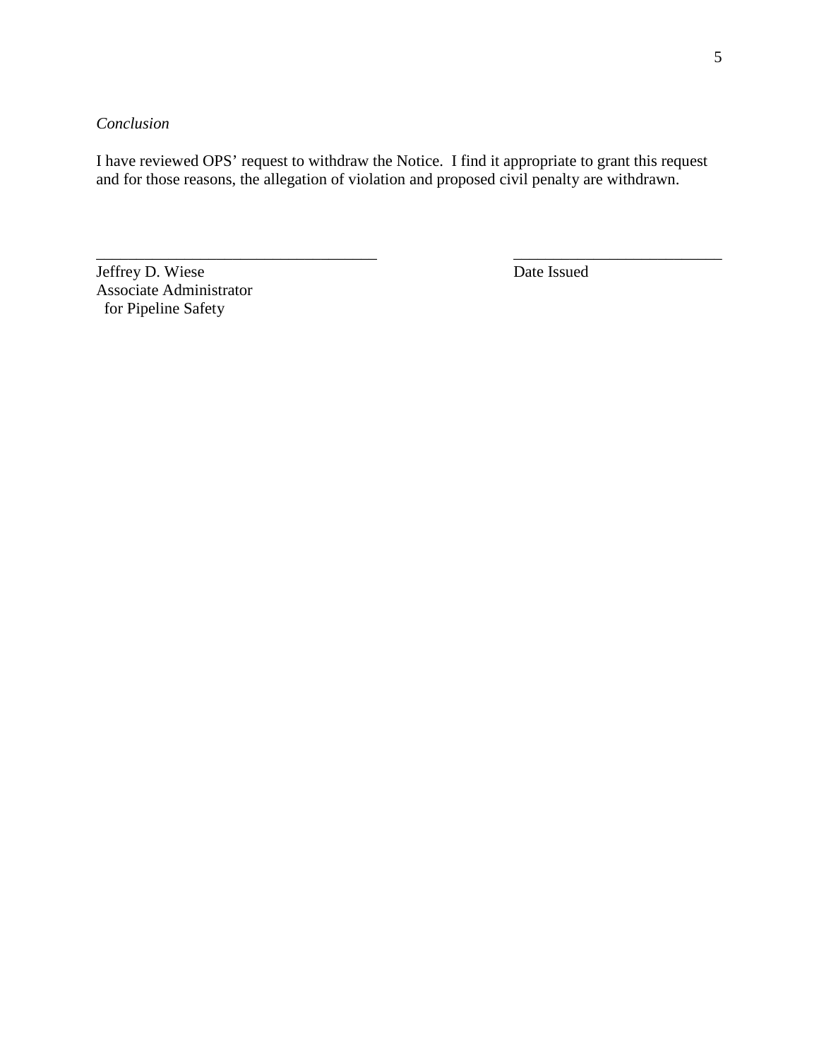*Conclusion*

I have reviewed OPS' request to withdraw the Notice. I find it appropriate to grant this request and for those reasons, the allegation of violation and proposed civil penalty are withdrawn.

\_\_\_\_\_\_\_\_\_\_\_\_\_\_\_\_\_\_\_\_\_\_\_\_\_\_\_\_\_\_\_\_\_\_\_\_\_\_\_\_
Jeffrey D. Wiese
Associate Administrator
for Pipeline Safety

\_\_\_\_\_\_\_\_\_\_\_\_\_\_\_\_\_\_\_\_\_\_\_\_\_\_\_\_\_\_
Date Issued